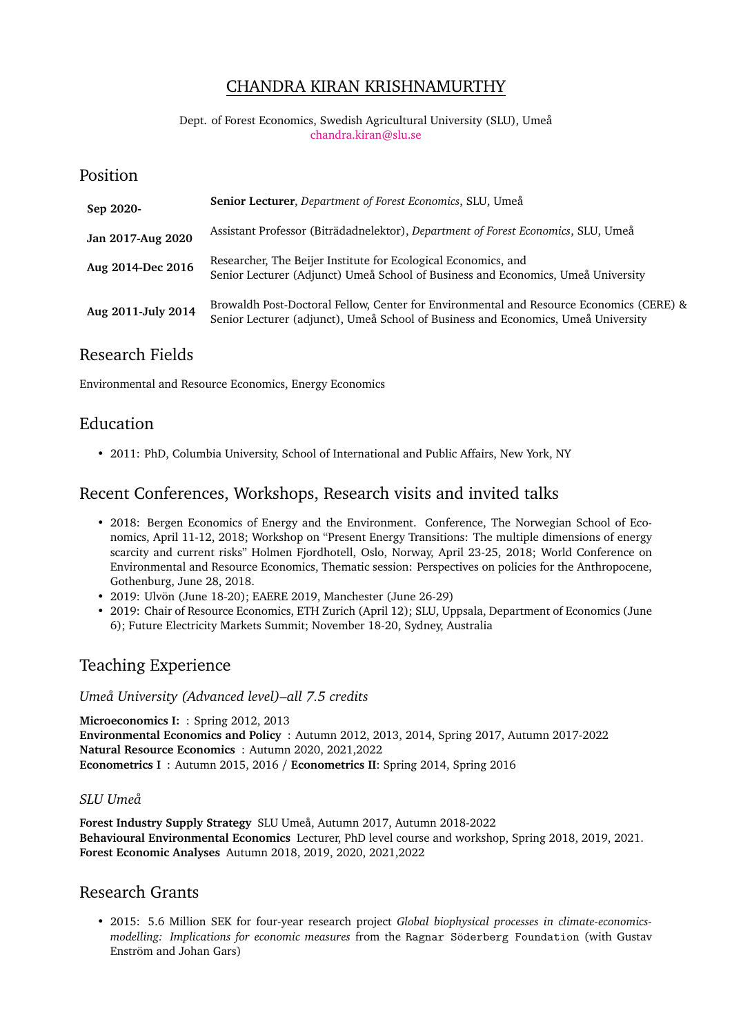# CHANDRA KIRAN KRISHNAMURTHY

Dept. of Forest Economics, Swedish Agricultural University (SLU), Umeå
chandra.kiran@slu.se

## Position

| | |
|---|---|
| **Sep 2020-** | **Senior Lecturer**, *Department of Forest Economics*, SLU, Umeå |
| **Jan 2017-Aug 2020** | Assistant Professor (Biträdadnelektor), *Department of Forest Economics*, SLU, Umeå |
| **Aug 2014-Dec 2016** | Researcher, The Beijer Institute for Ecological Economics, and Senior Lecturer (Adjunct) Umeå School of Business and Economics, Umeå University |
| **Aug 2011-July 2014** | Browaldh Post-Doctoral Fellow, Center for Environmental and Resource Economics (CERE) & Senior Lecturer (adjunct), Umeå School of Business and Economics, Umeå University |

## Research Fields

Environmental and Resource Economics, Energy Economics

## Education

- 2011: PhD, Columbia University, School of International and Public Affairs, New York, NY

## Recent Conferences, Workshops, Research visits and invited talks

- 2018: Bergen Economics of Energy and the Environment. Conference, The Norwegian School of Economics, April 11-12, 2018; Workshop on "Present Energy Transitions: The multiple dimensions of energy scarcity and current risks" Holmen Fjordhotell, Oslo, Norway, April 23-25, 2018; World Conference on Environmental and Resource Economics, Thematic session: Perspectives on policies for the Anthropocene, Gothenburg, June 28, 2018.
- 2019: Ulvön (June 18-20); EAERE 2019, Manchester (June 26-29)
- 2019: Chair of Resource Economics, ETH Zurich (April 12); SLU, Uppsala, Department of Economics (June 6); Future Electricity Markets Summit; November 18-20, Sydney, Australia

## Teaching Experience

### *Umeå University (Advanced level)–all 7.5 credits*

**Microeconomics I:** : Spring 2012, 2013
**Environmental Economics and Policy** : Autumn 2012, 2013, 2014, Spring 2017, Autumn 2017-2022
**Natural Resource Economics** : Autumn 2020, 2021,2022
**Econometrics I** : Autumn 2015, 2016 / **Econometrics II**: Spring 2014, Spring 2016

### *SLU Umeå*

**Forest Industry Supply Strategy** SLU Umeå, Autumn 2017, Autumn 2018-2022
**Behavioural Environmental Economics** Lecturer, PhD level course and workshop, Spring 2018, 2019, 2021.
**Forest Economic Analyses** Autumn 2018, 2019, 2020, 2021,2022

## Research Grants

- 2015: 5.6 Million SEK for four-year research project *Global biophysical processes in climate-economics-modelling: Implications for economic measures* from the Ragnar Söderberg Foundation (with Gustav Enström and Johan Gars)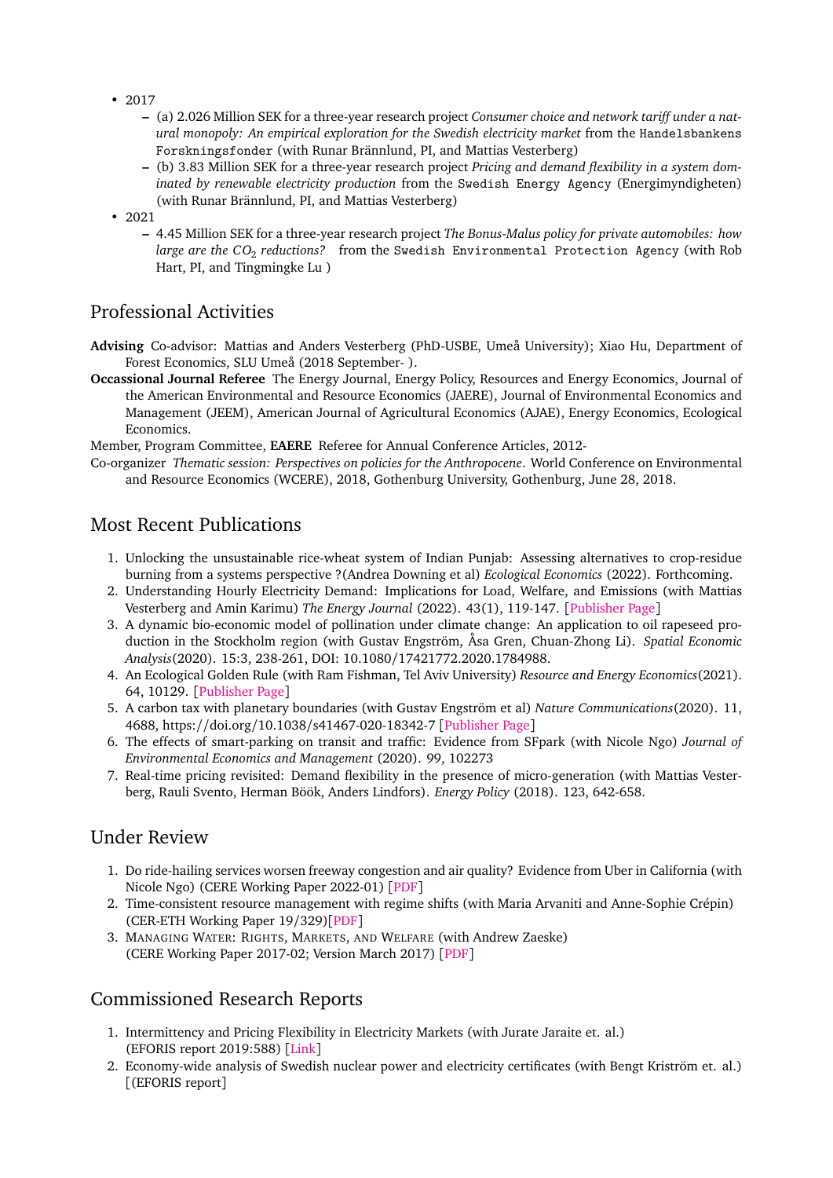- 2017
  - (a) 2.026 Million SEK for a three-year research project *Consumer choice and network tariff under a natural monopoly: An empirical exploration for the Swedish electricity market* from the `Handelsbankens Forskningsfonder` (with Runar Brännlund, PI, and Mattias Vesterberg)
  - (b) 3.83 Million SEK for a three-year research project *Pricing and demand flexibility in a system dominated by renewable electricity production* from the `Swedish Energy Agency` (Energimyndigheten) (with Runar Brännlund, PI, and Mattias Vesterberg)
- 2021
  - 4.45 Million SEK for a three-year research project *The Bonus-Malus policy for private automobiles: how large are the $CO_2$ reductions?* from the `Swedish Environmental Protection Agency` (with Rob Hart, PI, and Tingmingke Lu )

## Professional Activities

**Advising** Co-advisor: Mattias and Anders Vesterberg (PhD-USBE, Umeå University); Xiao Hu, Department of Forest Economics, SLU Umeå (2018 September- ).

**Occassional Journal Referee** The Energy Journal, Energy Policy, Resources and Energy Economics, Journal of the American Environmental and Resource Economics (JAERE), Journal of Environmental Economics and Management (JEEM), American Journal of Agricultural Economics (AJAE), Energy Economics, Ecological Economics.

Member, Program Committee, **EAERE** Referee for Annual Conference Articles, 2012-

Co-organizer *Thematic session: Perspectives on policies for the Anthropocene*. World Conference on Environmental and Resource Economics (WCERE), 2018, Gothenburg University, Gothenburg, June 28, 2018.

## Most Recent Publications

1. Unlocking the unsustainable rice-wheat system of Indian Punjab: Assessing alternatives to crop-residue burning from a systems perspective ?(Andrea Downing et al) *Ecological Economics* (2022). Forthcoming.
2. Understanding Hourly Electricity Demand: Implications for Load, Welfare, and Emissions (with Mattias Vesterberg and Amin Karimu) *The Energy Journal* (2022). 43(1), 119-147. [Publisher Page]
3. A dynamic bio-economic model of pollination under climate change: An application to oil rapeseed production in the Stockholm region (with Gustav Engström, Åsa Gren, Chuan-Zhong Li). *Spatial Economic Analysis*(2020). 15:3, 238-261, DOI: 10.1080/17421772.2020.1784988.
4. An Ecological Golden Rule (with Ram Fishman, Tel Aviv University) *Resource and Energy Economics*(2021). 64, 10129. [Publisher Page]
5. A carbon tax with planetary boundaries (with Gustav Engström et al) *Nature Communications*(2020). 11, 4688, https://doi.org/10.1038/s41467-020-18342-7 [Publisher Page]
6. The effects of smart-parking on transit and traffic: Evidence from SFpark (with Nicole Ngo) *Journal of Environmental Economics and Management* (2020). 99, 102273
7. Real-time pricing revisited: Demand flexibility in the presence of micro-generation (with Mattias Vesterberg, Rauli Svento, Herman Böök, Anders Lindfors). *Energy Policy* (2018). 123, 642-658.

## Under Review

1. Do ride-hailing services worsen freeway congestion and air quality? Evidence from Uber in California (with Nicole Ngo) (CERE Working Paper 2022-01) [PDF]
2. Time-consistent resource management with regime shifts (with Maria Arvaniti and Anne-Sophie Crépin) (CER-ETH Working Paper 19/329)[PDF]
3. MANAGING WATER: RIGHTS, MARKETS, AND WELFARE (with Andrew Zaeske) (CERE Working Paper 2017-02; Version March 2017) [PDF]

## Commissioned Research Reports

1. Intermittency and Pricing Flexibility in Electricity Markets (with Jurate Jaraite et. al.) (EFORIS report 2019:588) [Link]
2. Economy-wide analysis of Swedish nuclear power and electricity certificates (with Bengt Kriström et. al.) [(EFORIS report]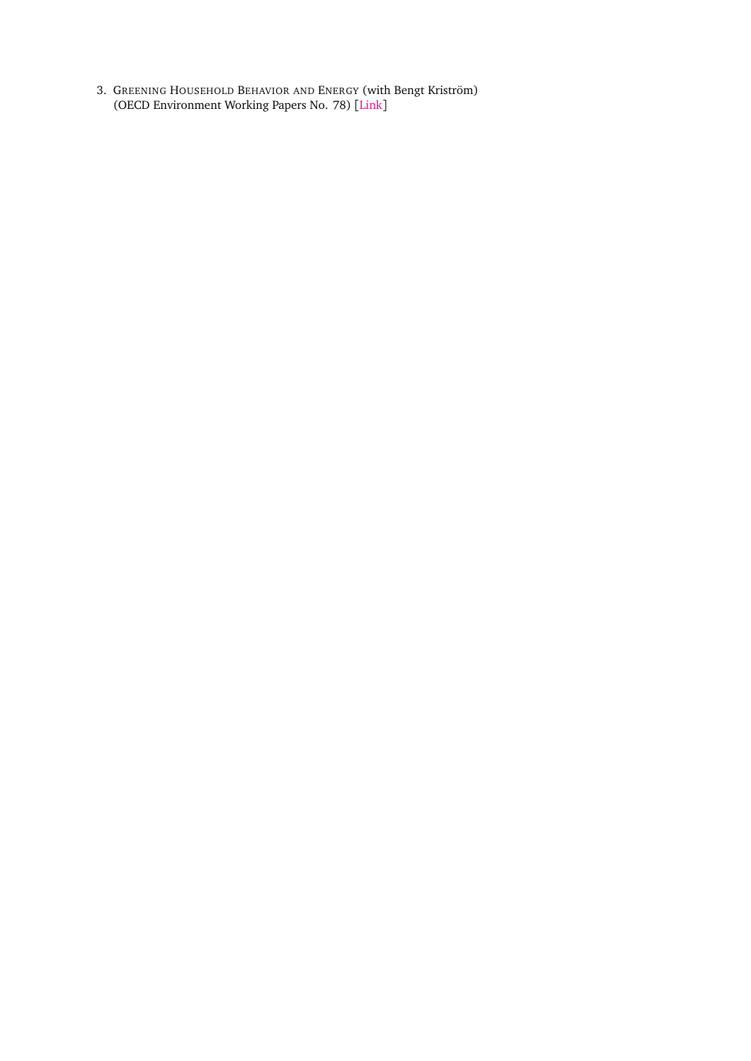3. Greening Household Behavior and Energy (with Bengt Kriström) (OECD Environment Working Papers No. 78) [Link]